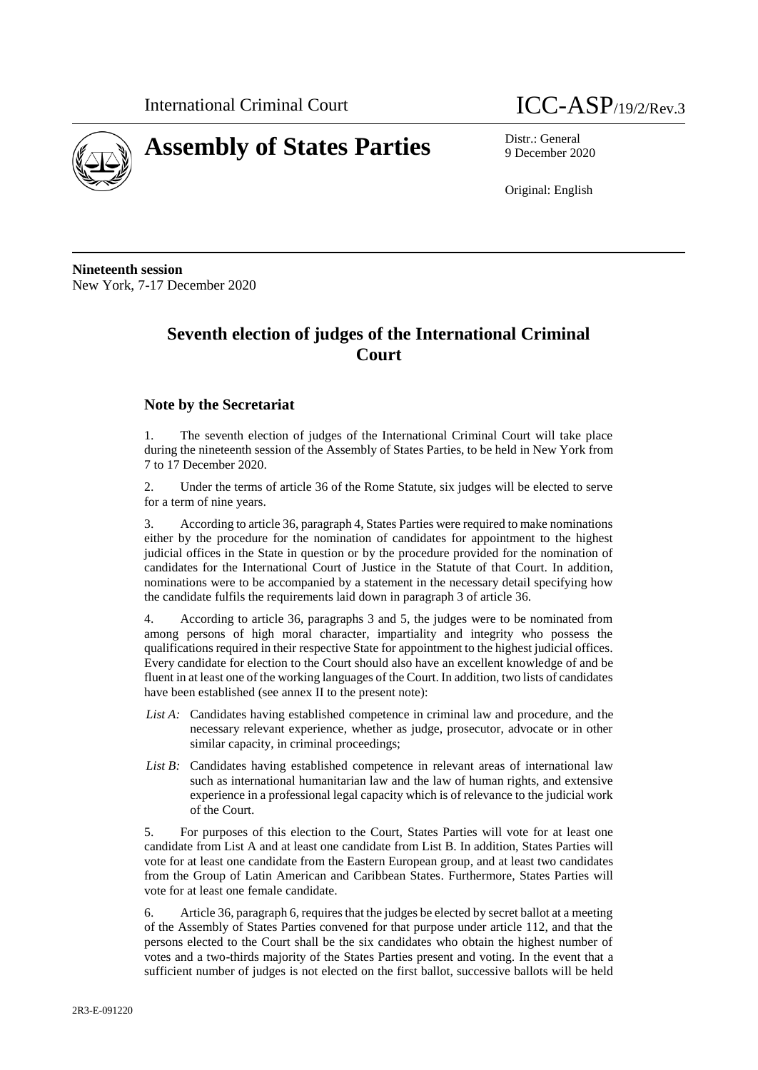International Criminal Court ICC-ASP/19/2/Rev.3

# Assembly of States Parties

Distr.: General
9 December 2020

Original: English

**Nineteenth session**
New York, 7-17 December 2020

## Seventh election of judges of the International Criminal Court

### Note by the Secretariat

1. The seventh election of judges of the International Criminal Court will take place during the nineteenth session of the Assembly of States Parties, to be held in New York from 7 to 17 December 2020.

2. Under the terms of article 36 of the Rome Statute, six judges will be elected to serve for a term of nine years.

3. According to article 36, paragraph 4, States Parties were required to make nominations either by the procedure for the nomination of candidates for appointment to the highest judicial offices in the State in question or by the procedure provided for the nomination of candidates for the International Court of Justice in the Statute of that Court. In addition, nominations were to be accompanied by a statement in the necessary detail specifying how the candidate fulfils the requirements laid down in paragraph 3 of article 36.

4. According to article 36, paragraphs 3 and 5, the judges were to be nominated from among persons of high moral character, impartiality and integrity who possess the qualifications required in their respective State for appointment to the highest judicial offices. Every candidate for election to the Court should also have an excellent knowledge of and be fluent in at least one of the working languages of the Court. In addition, two lists of candidates have been established (see annex II to the present note):

*List A:* Candidates having established competence in criminal law and procedure, and the necessary relevant experience, whether as judge, prosecutor, advocate or in other similar capacity, in criminal proceedings;

*List B:* Candidates having established competence in relevant areas of international law such as international humanitarian law and the law of human rights, and extensive experience in a professional legal capacity which is of relevance to the judicial work of the Court.

5. For purposes of this election to the Court, States Parties will vote for at least one candidate from List A and at least one candidate from List B. In addition, States Parties will vote for at least one candidate from the Eastern European group, and at least two candidates from the Group of Latin American and Caribbean States. Furthermore, States Parties will vote for at least one female candidate.

6. Article 36, paragraph 6, requires that the judges be elected by secret ballot at a meeting of the Assembly of States Parties convened for that purpose under article 112, and that the persons elected to the Court shall be the six candidates who obtain the highest number of votes and a two-thirds majority of the States Parties present and voting. In the event that a sufficient number of judges is not elected on the first ballot, successive ballots will be held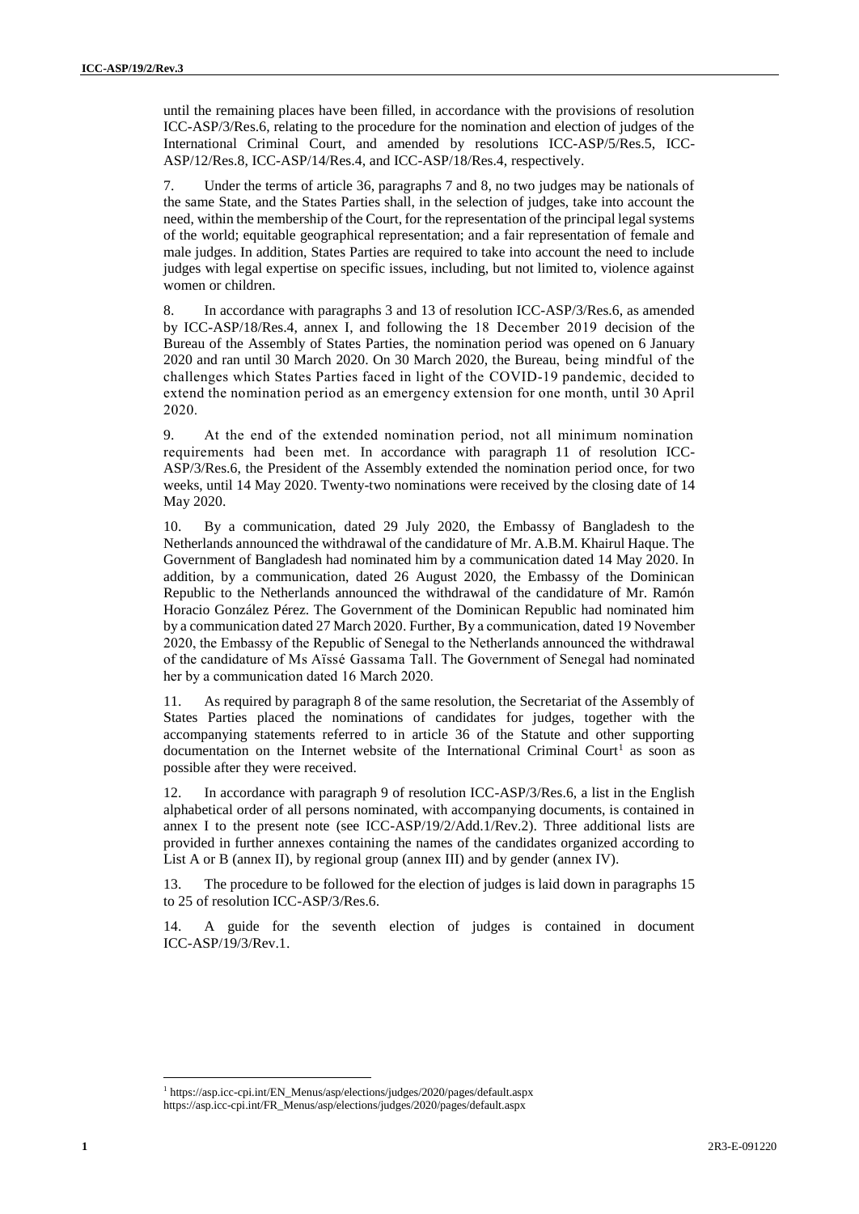until the remaining places have been filled, in accordance with the provisions of resolution ICC-ASP/3/Res.6, relating to the procedure for the nomination and election of judges of the International Criminal Court, and amended by resolutions ICC-ASP/5/Res.5, ICC-ASP/12/Res.8, ICC-ASP/14/Res.4, and ICC-ASP/18/Res.4, respectively.

7. Under the terms of article 36, paragraphs 7 and 8, no two judges may be nationals of the same State, and the States Parties shall, in the selection of judges, take into account the need, within the membership of the Court, for the representation of the principal legal systems of the world; equitable geographical representation; and a fair representation of female and male judges. In addition, States Parties are required to take into account the need to include judges with legal expertise on specific issues, including, but not limited to, violence against women or children.

8. In accordance with paragraphs 3 and 13 of resolution ICC-ASP/3/Res.6, as amended by ICC-ASP/18/Res.4, annex I, and following the 18 December 2019 decision of the Bureau of the Assembly of States Parties, the nomination period was opened on 6 January 2020 and ran until 30 March 2020. On 30 March 2020, the Bureau, being mindful of the challenges which States Parties faced in light of the COVID-19 pandemic, decided to extend the nomination period as an emergency extension for one month, until 30 April 2020.

9. At the end of the extended nomination period, not all minimum nomination requirements had been met. In accordance with paragraph 11 of resolution ICC-ASP/3/Res.6, the President of the Assembly extended the nomination period once, for two weeks, until 14 May 2020. Twenty-two nominations were received by the closing date of 14 May 2020.

10. By a communication, dated 29 July 2020, the Embassy of Bangladesh to the Netherlands announced the withdrawal of the candidature of Mr. A.B.M. Khairul Haque. The Government of Bangladesh had nominated him by a communication dated 14 May 2020. In addition, by a communication, dated 26 August 2020, the Embassy of the Dominican Republic to the Netherlands announced the withdrawal of the candidature of Mr. Ramón Horacio González Pérez. The Government of the Dominican Republic had nominated him by a communication dated 27 March 2020. Further, By a communication, dated 19 November 2020, the Embassy of the Republic of Senegal to the Netherlands announced the withdrawal of the candidature of Ms Aïssé Gassama Tall. The Government of Senegal had nominated her by a communication dated 16 March 2020.

11. As required by paragraph 8 of the same resolution, the Secretariat of the Assembly of States Parties placed the nominations of candidates for judges, together with the accompanying statements referred to in article 36 of the Statute and other supporting documentation on the Internet website of the International Criminal Court[1] as soon as possible after they were received.

12. In accordance with paragraph 9 of resolution ICC-ASP/3/Res.6, a list in the English alphabetical order of all persons nominated, with accompanying documents, is contained in annex I to the present note (see ICC-ASP/19/2/Add.1/Rev.2). Three additional lists are provided in further annexes containing the names of the candidates organized according to List A or B (annex II), by regional group (annex III) and by gender (annex IV).

13. The procedure to be followed for the election of judges is laid down in paragraphs 15 to 25 of resolution ICC-ASP/3/Res.6.

14. A guide for the seventh election of judges is contained in document ICC-ASP/19/3/Rev.1.

[1] https://asp.icc-cpi.int/EN_Menus/asp/elections/judges/2020/pages/default.aspx
https://asp.icc-cpi.int/FR_Menus/asp/elections/judges/2020/pages/default.aspx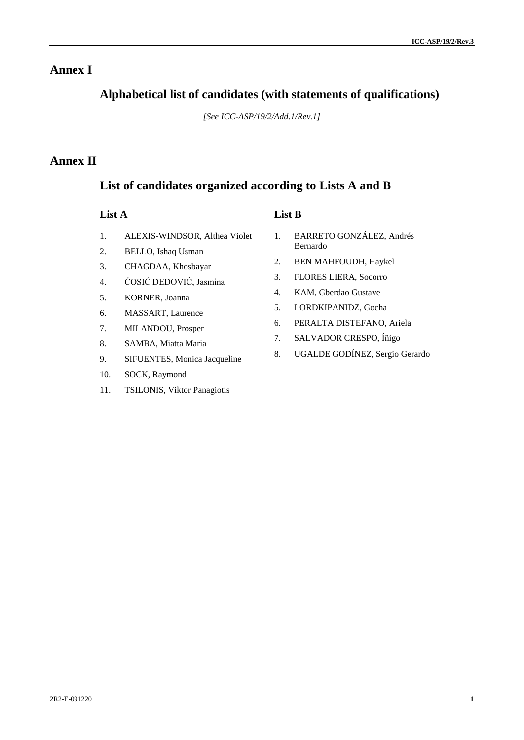# Annex I

## Alphabetical list of candidates (with statements of qualifications)

*[See ICC-ASP/19/2/Add.1/Rev.1]*

# Annex II

## List of candidates organized according to Lists A and B

### List A

1. ALEXIS-WINDSOR, Althea Violet
2. BELLO, Ishaq Usman
3. CHAGDAA, Khosbayar
4. ĆOSIĆ DEDOVIĆ, Jasmina
5. KORNER, Joanna
6. MASSART, Laurence
7. MILANDOU, Prosper
8. SAMBA, Miatta Maria
9. SIFUENTES, Monica Jacqueline
10. SOCK, Raymond
11. TSILONIS, Viktor Panagiotis

### List B

1. BARRETO GONZÁLEZ, Andrés Bernardo
2. BEN MAHFOUDH, Haykel
3. FLORES LIERA, Socorro
4. KAM, Gberdao Gustave
5. LORDKIPANIDZ, Gocha
6. PERALTA DISTEFANO, Ariela
7. SALVADOR CRESPO, Íñigo
8. UGALDE GODÍNEZ, Sergio Gerardo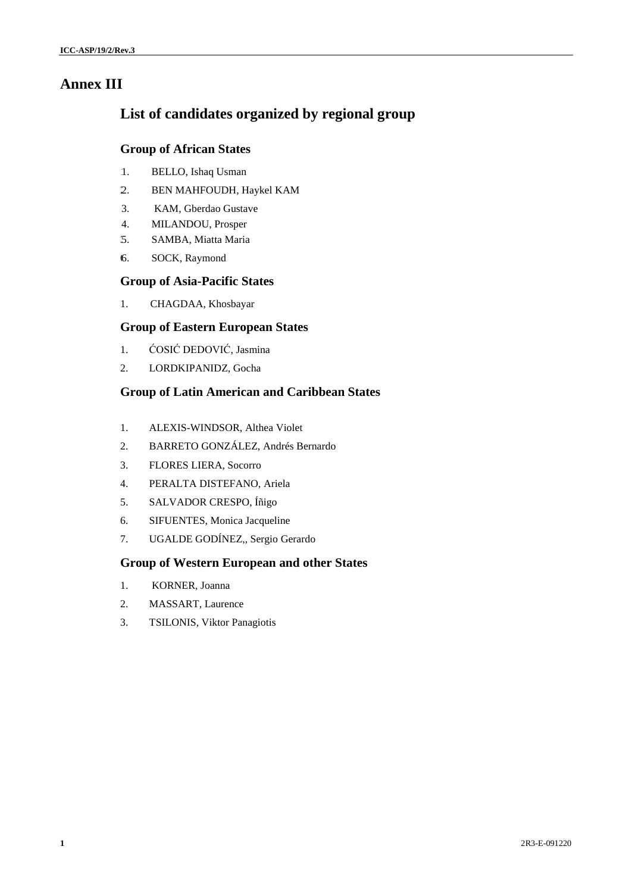# Annex III

## List of candidates organized by regional group

### Group of African States

1. BELLO, Ishaq Usman
2. BEN MAHFOUDH, Haykel KAM
3. KAM, Gberdao Gustave
4. MILANDOU, Prosper
5. SAMBA, Miatta Maria
6. SOCK, Raymond

### Group of Asia-Pacific States

1. CHAGDAA, Khosbayar

### Group of Eastern European States

1. ĆOSIĆ DEDOVIĆ, Jasmina
2. LORDKIPANIDZ, Gocha

### Group of Latin American and Caribbean States

1. ALEXIS-WINDSOR, Althea Violet
2. BARRETO GONZÁLEZ, Andrés Bernardo
3. FLORES LIERA, Socorro
4. PERALTA DISTEFANO, Ariela
5. SALVADOR CRESPO, Íñigo
6. SIFUENTES, Monica Jacqueline
7. UGALDE GODÍNEZ,, Sergio Gerardo

### Group of Western European and other States

1. KORNER, Joanna
2. MASSART, Laurence
3. TSILONIS, Viktor Panagiotis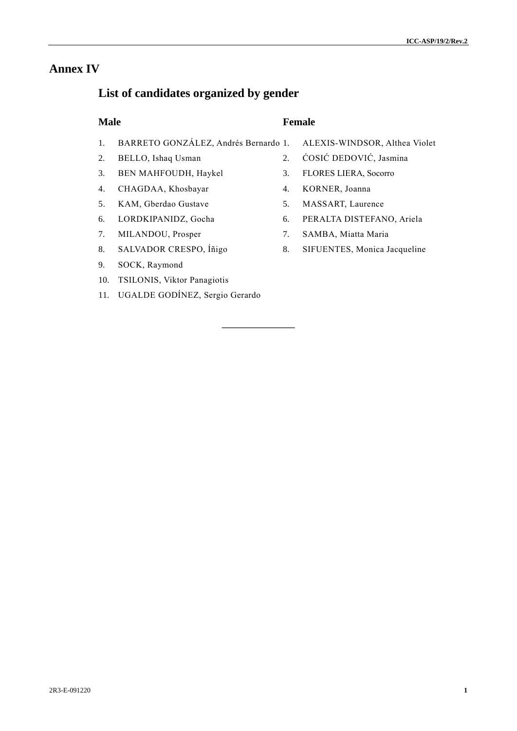# Annex IV

## List of candidates organized by gender

### Male

1. BARRETO GONZÁLEZ, Andrés Bernardo
2. BELLO, Ishaq Usman
3. BEN MAHFOUDH, Haykel
4. CHAGDAA, Khosbayar
5. KAM, Gberdao Gustave
6. LORDKIPANIDZ, Gocha
7. MILANDOU, Prosper
8. SALVADOR CRESPO, Íñigo
9. SOCK, Raymond
10. TSILONIS, Viktor Panagiotis
11. UGALDE GODÍNEZ, Sergio Gerardo

### Female

1. ALEXIS-WINDSOR, Althea Violet
2. ĆOSIĆ DEDOVIĆ, Jasmina
3. FLORES LIERA, Socorro
4. KORNER, Joanna
5. MASSART, Laurence
6. PERALTA DISTEFANO, Ariela
7. SAMBA, Miatta Maria
8. SIFUENTES, Monica Jacqueline

___________